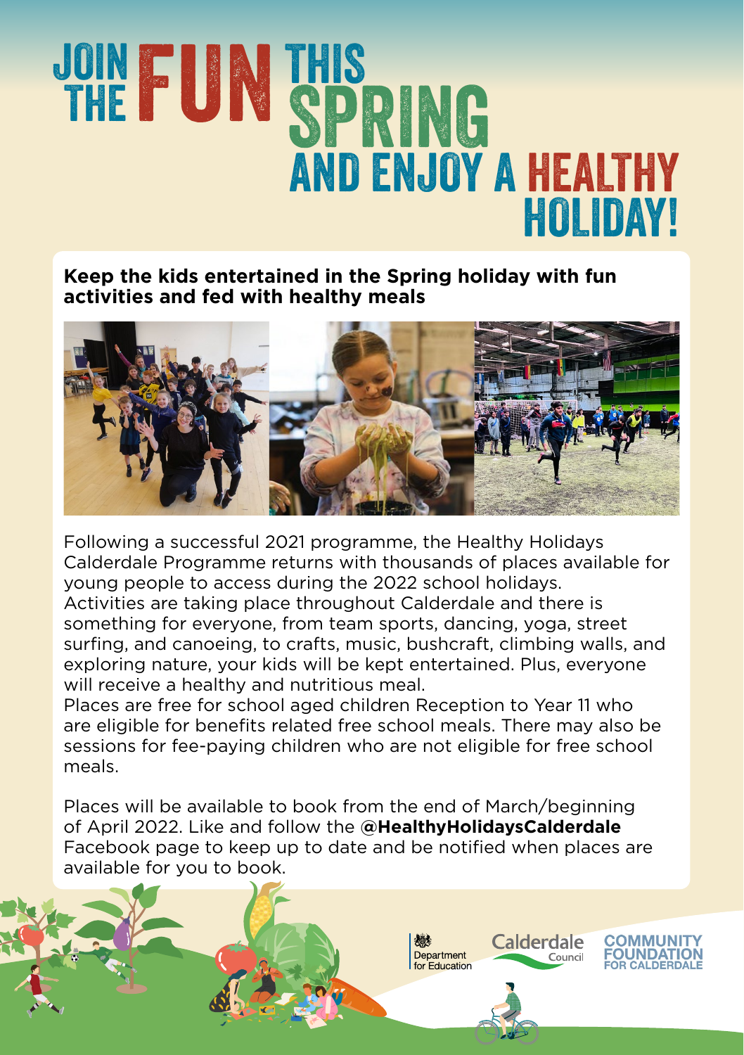# JOIN THE FUN THIS SPRING AND ENJOY A HEALTHY HOLIDAY!

**Keep the kids entertained in the Spring holiday with fun activities and fed with healthy meals**

Following a successful 2021 programme, the Healthy Holidays Calderdale Programme returns with thousands of places available for young people to access during the 2022 school holidays. Activities are taking place throughout Calderdale and there is something for everyone, from team sports, dancing, yoga, street surfing, and canoeing, to crafts, music, bushcraft, climbing walls, and exploring nature, your kids will be kept entertained. Plus, everyone will receive a healthy and nutritious meal.

Places are free for school aged children Reception to Year 11 who are eligible for benefits related free school meals. There may also be sessions for fee-paying children who are not eligible for free school meals.

Places will be available to book from the end of March/beginning of April 2022. Like and follow the **@HealthyHolidaysCalderdale** Facebook page to keep up to date and be notified when places are available for you to book.

Department for Education | Calderdale Council | Community Foundation for Calderdale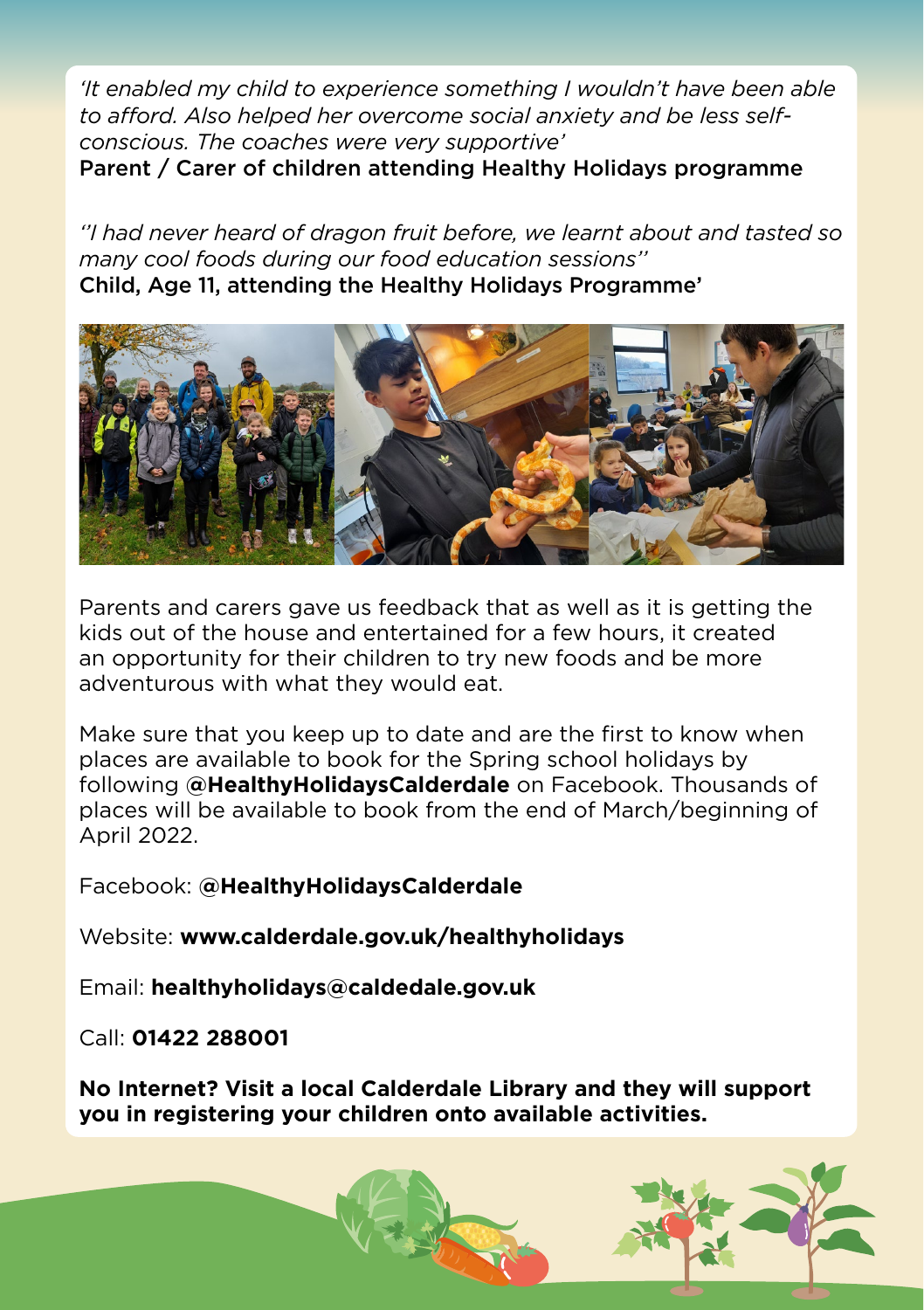*'It enabled my child to experience something I wouldn't have been able to afford. Also helped her overcome social anxiety and be less self-conscious. The coaches were very supportive'*
Parent / Carer of children attending Healthy Holidays programme

*''I had never heard of dragon fruit before, we learnt about and tasted so many cool foods during our food education sessions''*
Child, Age 11, attending the Healthy Holidays Programme'

Parents and carers gave us feedback that as well as it is getting the kids out of the house and entertained for a few hours, it created an opportunity for their children to try new foods and be more adventurous with what they would eat.

Make sure that you keep up to date and are the first to know when places are available to book for the Spring school holidays by following **@HealthyHolidaysCalderdale** on Facebook. Thousands of places will be available to book from the end of March/beginning of April 2022.

Facebook: **@HealthyHolidaysCalderdale**

Website: **www.calderdale.gov.uk/healthyholidays**

Email: **healthyholidays@caldedale.gov.uk**

Call: **01422 288001**

**No Internet? Visit a local Calderdale Library and they will support you in registering your children onto available activities.**